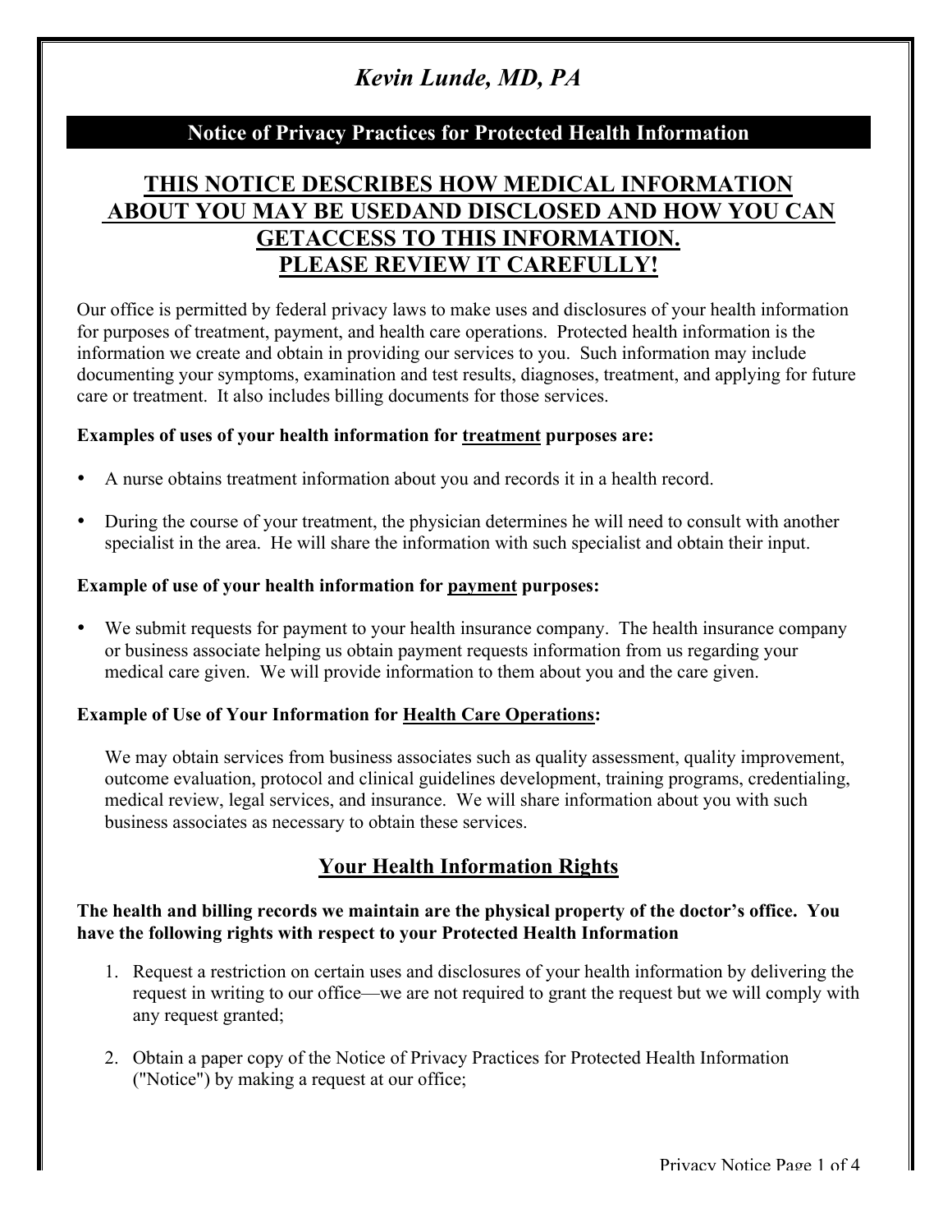# *Kevin Lunde, MD, PA*

## Notice of Privacy Practices for Protected Health Information

## THIS NOTICE DESCRIBES HOW MEDICAL INFORMATION ABOUT YOU MAY BE USEDAND DISCLOSED AND HOW YOU CAN GETACCESS TO THIS INFORMATION. PLEASE REVIEW IT CAREFULLY!

Our office is permitted by federal privacy laws to make uses and disclosures of your health information for purposes of treatment, payment, and health care operations. Protected health information is the information we create and obtain in providing our services to you. Such information may include documenting your symptoms, examination and test results, diagnoses, treatment, and applying for future care or treatment. It also includes billing documents for those services.

**Examples of uses of your health information for treatment purposes are:**

- A nurse obtains treatment information about you and records it in a health record.
- During the course of your treatment, the physician determines he will need to consult with another specialist in the area. He will share the information with such specialist and obtain their input.

**Example of use of your health information for payment purposes:**

- We submit requests for payment to your health insurance company. The health insurance company or business associate helping us obtain payment requests information from us regarding your medical care given. We will provide information to them about you and the care given.

**Example of Use of Your Information for Health Care Operations:**

We may obtain services from business associates such as quality assessment, quality improvement, outcome evaluation, protocol and clinical guidelines development, training programs, credentialing, medical review, legal services, and insurance. We will share information about you with such business associates as necessary to obtain these services.

## Your Health Information Rights

**The health and billing records we maintain are the physical property of the doctor's office. You have the following rights with respect to your Protected Health Information**

1. Request a restriction on certain uses and disclosures of your health information by delivering the request in writing to our office—we are not required to grant the request but we will comply with any request granted;
2. Obtain a paper copy of the Notice of Privacy Practices for Protected Health Information ("Notice") by making a request at our office;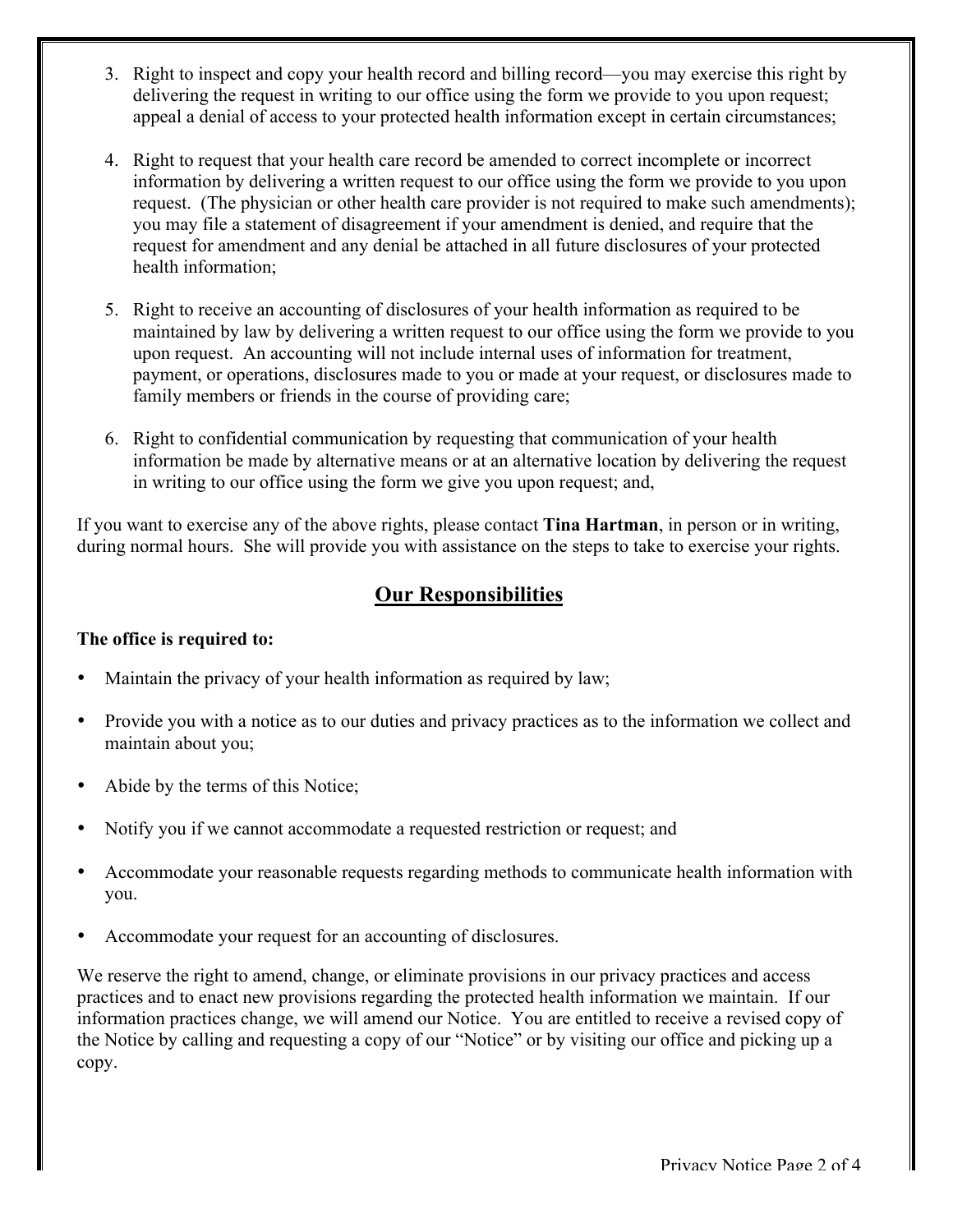3. Right to inspect and copy your health record and billing record—you may exercise this right by delivering the request in writing to our office using the form we provide to you upon request; appeal a denial of access to your protected health information except in certain circumstances;

4. Right to request that your health care record be amended to correct incomplete or incorrect information by delivering a written request to our office using the form we provide to you upon request. (The physician or other health care provider is not required to make such amendments); you may file a statement of disagreement if your amendment is denied, and require that the request for amendment and any denial be attached in all future disclosures of your protected health information;

5. Right to receive an accounting of disclosures of your health information as required to be maintained by law by delivering a written request to our office using the form we provide to you upon request. An accounting will not include internal uses of information for treatment, payment, or operations, disclosures made to you or made at your request, or disclosures made to family members or friends in the course of providing care;

6. Right to confidential communication by requesting that communication of your health information be made by alternative means or at an alternative location by delivering the request in writing to our office using the form we give you upon request; and,

If you want to exercise any of the above rights, please contact **Tina Hartman**, in person or in writing, during normal hours. She will provide you with assistance on the steps to take to exercise your rights.

## Our Responsibilities

**The office is required to:**

- Maintain the privacy of your health information as required by law;
- Provide you with a notice as to our duties and privacy practices as to the information we collect and maintain about you;
- Abide by the terms of this Notice;
- Notify you if we cannot accommodate a requested restriction or request; and
- Accommodate your reasonable requests regarding methods to communicate health information with you.
- Accommodate your request for an accounting of disclosures.

We reserve the right to amend, change, or eliminate provisions in our privacy practices and access practices and to enact new provisions regarding the protected health information we maintain. If our information practices change, we will amend our Notice. You are entitled to receive a revised copy of the Notice by calling and requesting a copy of our "Notice" or by visiting our office and picking up a copy.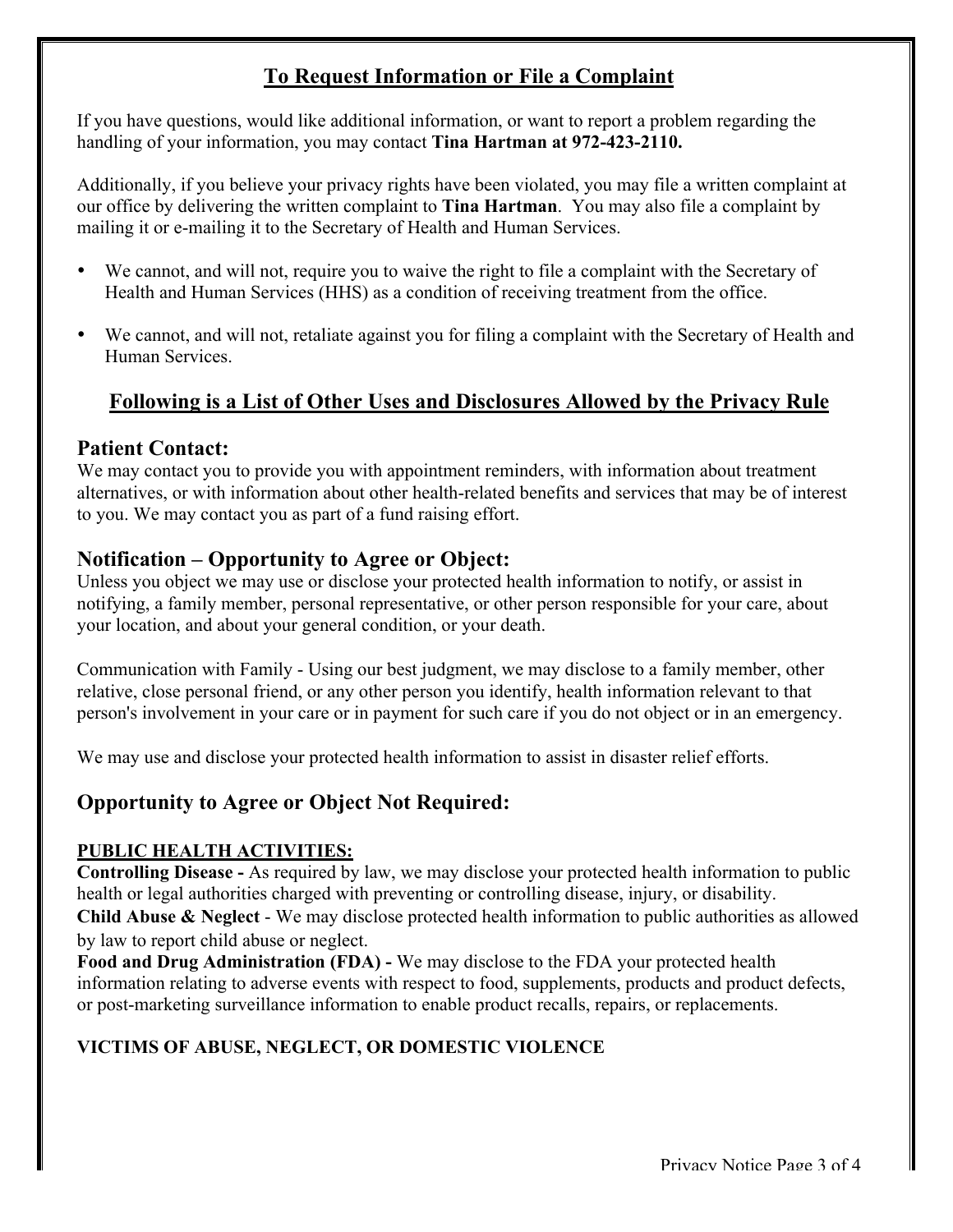## To Request Information or File a Complaint

If you have questions, would like additional information, or want to report a problem regarding the handling of your information, you may contact **Tina Hartman at 972-423-2110.**

Additionally, if you believe your privacy rights have been violated, you may file a written complaint at our office by delivering the written complaint to **Tina Hartman**. You may also file a complaint by mailing it or e-mailing it to the Secretary of Health and Human Services.

- We cannot, and will not, require you to waive the right to file a complaint with the Secretary of Health and Human Services (HHS) as a condition of receiving treatment from the office.
- We cannot, and will not, retaliate against you for filing a complaint with the Secretary of Health and Human Services.

## Following is a List of Other Uses and Disclosures Allowed by the Privacy Rule

### Patient Contact:

We may contact you to provide you with appointment reminders, with information about treatment alternatives, or with information about other health-related benefits and services that may be of interest to you. We may contact you as part of a fund raising effort.

### Notification – Opportunity to Agree or Object:

Unless you object we may use or disclose your protected health information to notify, or assist in notifying, a family member, personal representative, or other person responsible for your care, about your location, and about your general condition, or your death.

Communication with Family - Using our best judgment, we may disclose to a family member, other relative, close personal friend, or any other person you identify, health information relevant to that person's involvement in your care or in payment for such care if you do not object or in an emergency.

We may use and disclose your protected health information to assist in disaster relief efforts.

### Opportunity to Agree or Object Not Required:

**PUBLIC HEALTH ACTIVITIES:**

**Controlling Disease -** As required by law, we may disclose your protected health information to public health or legal authorities charged with preventing or controlling disease, injury, or disability.

**Child Abuse & Neglect** - We may disclose protected health information to public authorities as allowed by law to report child abuse or neglect.

**Food and Drug Administration (FDA) -** We may disclose to the FDA your protected health information relating to adverse events with respect to food, supplements, products and product defects, or post-marketing surveillance information to enable product recalls, repairs, or replacements.

**VICTIMS OF ABUSE, NEGLECT, OR DOMESTIC VIOLENCE**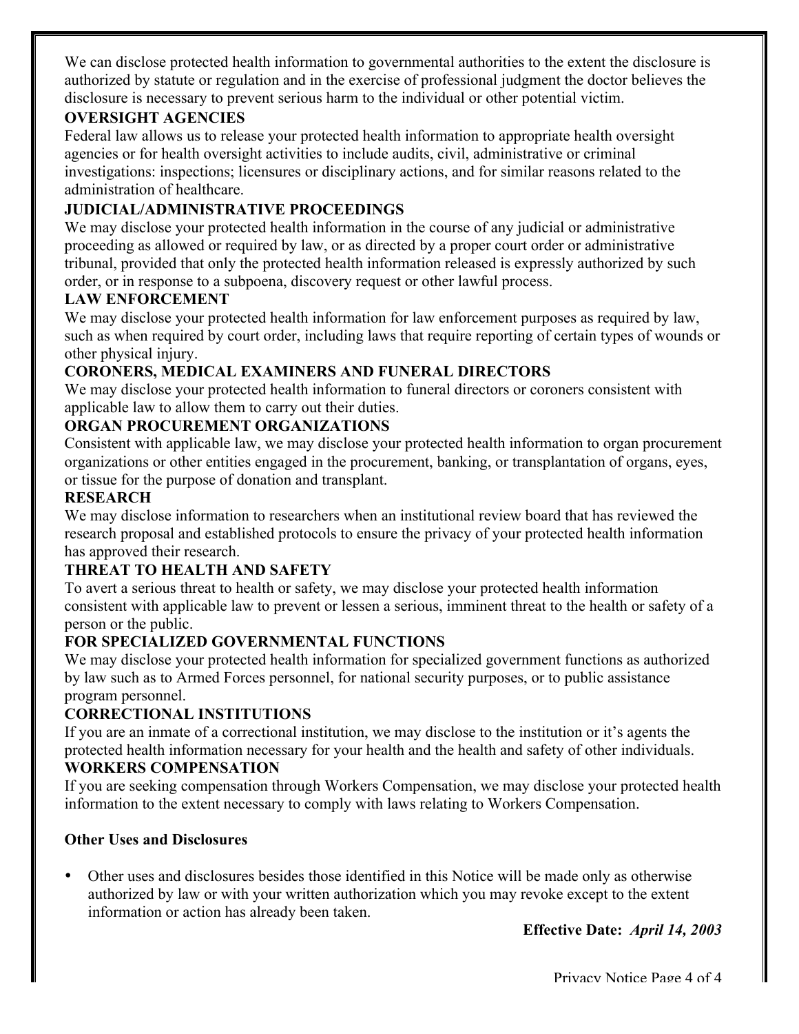We can disclose protected health information to governmental authorities to the extent the disclosure is authorized by statute or regulation and in the exercise of professional judgment the doctor believes the disclosure is necessary to prevent serious harm to the individual or other potential victim.

**OVERSIGHT AGENCIES**

Federal law allows us to release your protected health information to appropriate health oversight agencies or for health oversight activities to include audits, civil, administrative or criminal investigations: inspections; licensures or disciplinary actions, and for similar reasons related to the administration of healthcare.

**JUDICIAL/ADMINISTRATIVE PROCEEDINGS**

We may disclose your protected health information in the course of any judicial or administrative proceeding as allowed or required by law, or as directed by a proper court order or administrative tribunal, provided that only the protected health information released is expressly authorized by such order, or in response to a subpoena, discovery request or other lawful process.

**LAW ENFORCEMENT**

We may disclose your protected health information for law enforcement purposes as required by law, such as when required by court order, including laws that require reporting of certain types of wounds or other physical injury.

**CORONERS, MEDICAL EXAMINERS AND FUNERAL DIRECTORS**

We may disclose your protected health information to funeral directors or coroners consistent with applicable law to allow them to carry out their duties.

**ORGAN PROCUREMENT ORGANIZATIONS**

Consistent with applicable law, we may disclose your protected health information to organ procurement organizations or other entities engaged in the procurement, banking, or transplantation of organs, eyes, or tissue for the purpose of donation and transplant.

**RESEARCH**

We may disclose information to researchers when an institutional review board that has reviewed the research proposal and established protocols to ensure the privacy of your protected health information has approved their research.

**THREAT TO HEALTH AND SAFETY**

To avert a serious threat to health or safety, we may disclose your protected health information consistent with applicable law to prevent or lessen a serious, imminent threat to the health or safety of a person or the public.

**FOR SPECIALIZED GOVERNMENTAL FUNCTIONS**

We may disclose your protected health information for specialized government functions as authorized by law such as to Armed Forces personnel, for national security purposes, or to public assistance program personnel.

**CORRECTIONAL INSTITUTIONS**

If you are an inmate of a correctional institution, we may disclose to the institution or it's agents the protected health information necessary for your health and the health and safety of other individuals.

**WORKERS COMPENSATION**

If you are seeking compensation through Workers Compensation, we may disclose your protected health information to the extent necessary to comply with laws relating to Workers Compensation.

**Other Uses and Disclosures**

- Other uses and disclosures besides those identified in this Notice will be made only as otherwise authorized by law or with your written authorization which you may revoke except to the extent information or action has already been taken.

**Effective Date:** ***April 14, 2003***